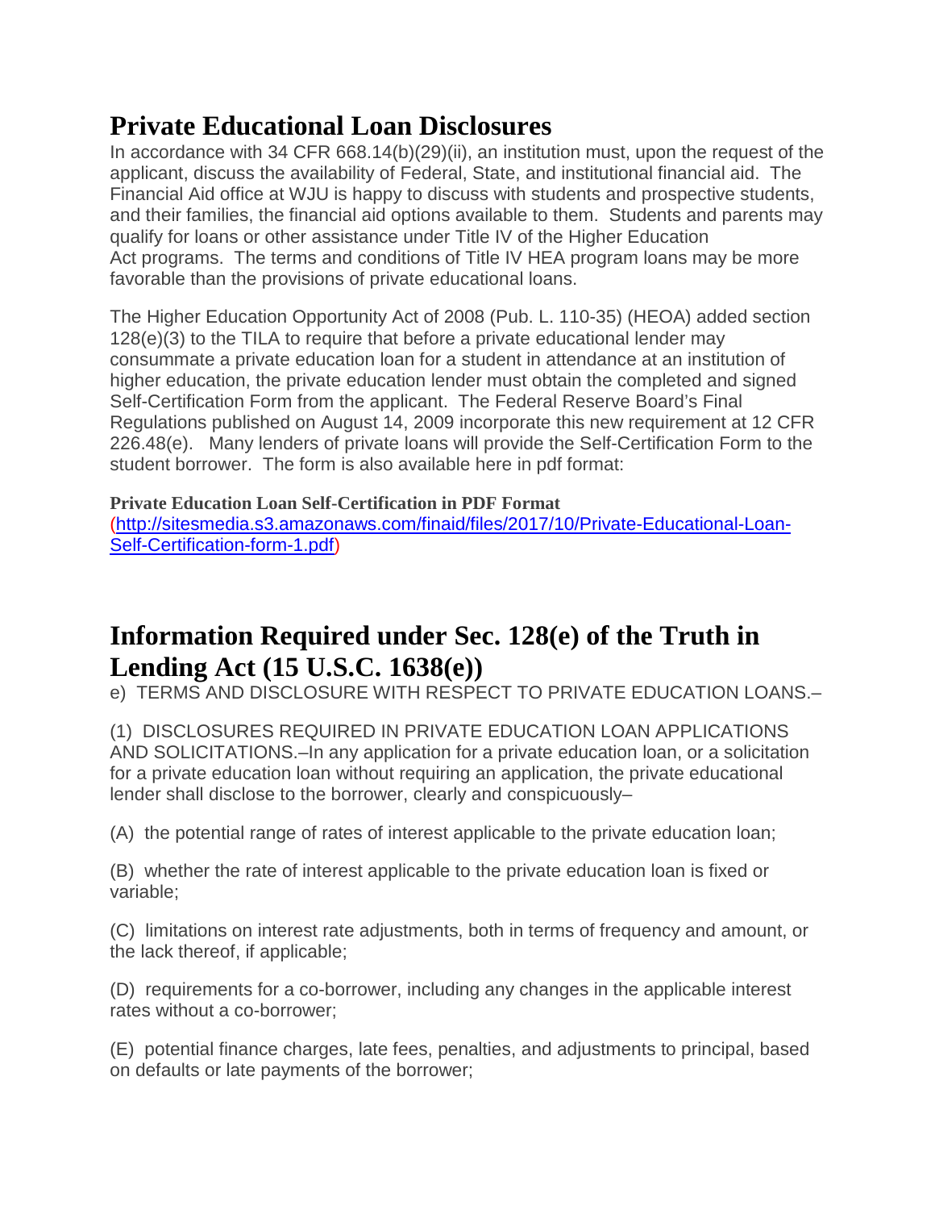## Private Educational Loan Disclosures

In accordance with 34 CFR 668.14(b)(29)(ii), an institution must, upon the request of the applicant, discuss the availability of Federal, State, and institutional financial aid. The Financial Aid office at WJU is happy to discuss with students and prospective students, and their families, the financial aid options available to them. Students and parents may qualify for loans or other assistance under Title IV of the Higher Education Act programs. The terms and conditions of Title IV HEA program loans may be more favorable than the provisions of private educational loans.

The Higher Education Opportunity Act of 2008 (Pub. L. 110-35) (HEOA) added section 128(e)(3) to the TILA to require that before a private educational lender may consummate a private education loan for a student in attendance at an institution of higher education, the private education lender must obtain the completed and signed Self-Certification Form from the applicant. The Federal Reserve Board's Final Regulations published on August 14, 2009 incorporate this new requirement at 12 CFR 226.48(e). Many lenders of private loans will provide the Self-Certification Form to the student borrower. The form is also available here in pdf format:

**Private Education Loan Self-Certification in PDF Format**
(http://sitesmedia.s3.amazonaws.com/finaid/files/2017/10/Private-Educational-Loan-Self-Certification-form-1.pdf)

## Information Required under Sec. 128(e) of the Truth in Lending Act (15 U.S.C. 1638(e))

e) TERMS AND DISCLOSURE WITH RESPECT TO PRIVATE EDUCATION LOANS.–

(1) DISCLOSURES REQUIRED IN PRIVATE EDUCATION LOAN APPLICATIONS AND SOLICITATIONS.–In any application for a private education loan, or a solicitation for a private education loan without requiring an application, the private educational lender shall disclose to the borrower, clearly and conspicuously–

(A) the potential range of rates of interest applicable to the private education loan;

(B) whether the rate of interest applicable to the private education loan is fixed or variable;

(C) limitations on interest rate adjustments, both in terms of frequency and amount, or the lack thereof, if applicable;

(D) requirements for a co-borrower, including any changes in the applicable interest rates without a co-borrower;

(E) potential finance charges, late fees, penalties, and adjustments to principal, based on defaults or late payments of the borrower;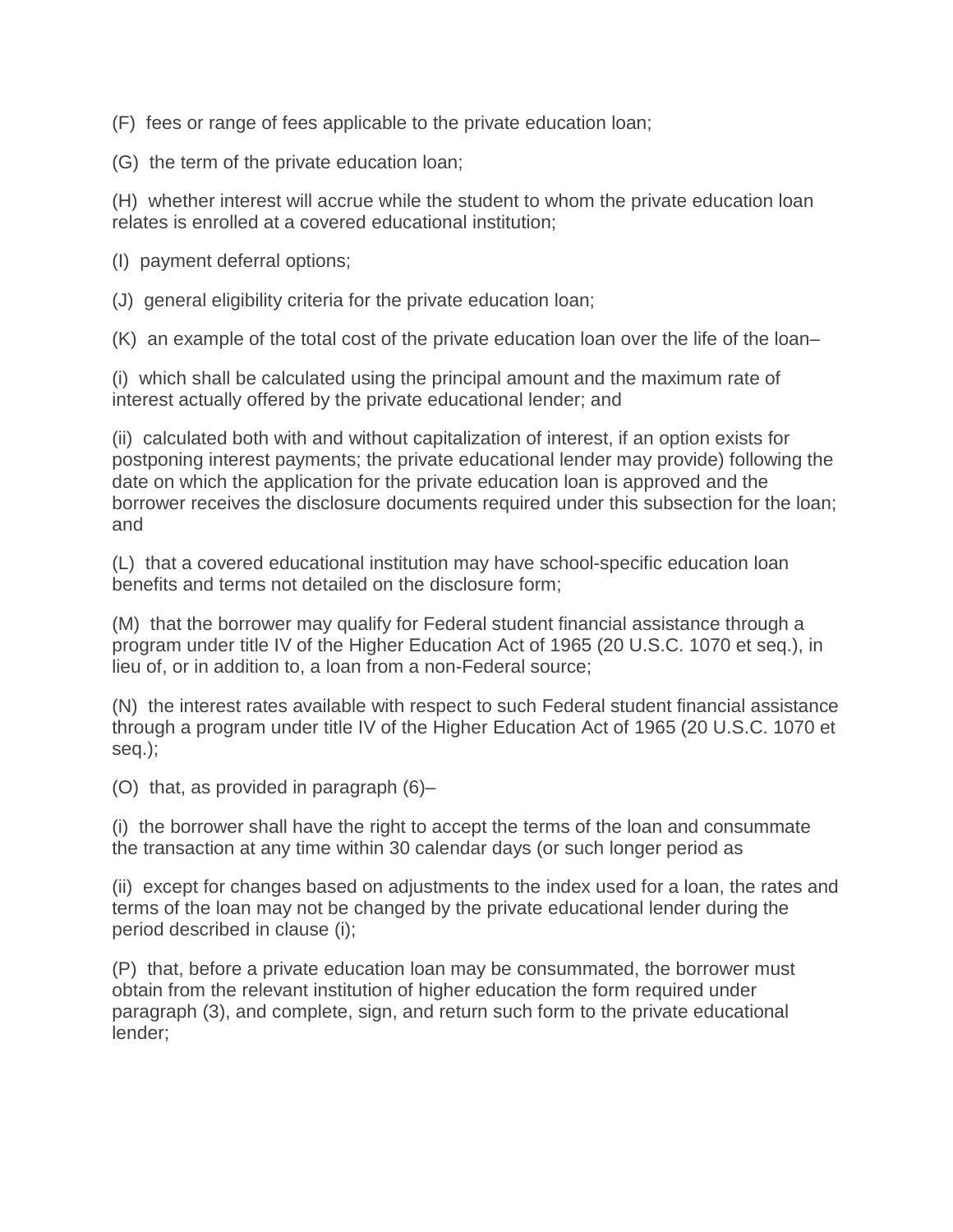(F) fees or range of fees applicable to the private education loan;

(G) the term of the private education loan;

(H) whether interest will accrue while the student to whom the private education loan relates is enrolled at a covered educational institution;

(I) payment deferral options;

(J) general eligibility criteria for the private education loan;

(K) an example of the total cost of the private education loan over the life of the loan–

(i) which shall be calculated using the principal amount and the maximum rate of interest actually offered by the private educational lender; and

(ii) calculated both with and without capitalization of interest, if an option exists for postponing interest payments; the private educational lender may provide) following the date on which the application for the private education loan is approved and the borrower receives the disclosure documents required under this subsection for the loan; and

(L) that a covered educational institution may have school-specific education loan benefits and terms not detailed on the disclosure form;

(M) that the borrower may qualify for Federal student financial assistance through a program under title IV of the Higher Education Act of 1965 (20 U.S.C. 1070 et seq.), in lieu of, or in addition to, a loan from a non-Federal source;

(N) the interest rates available with respect to such Federal student financial assistance through a program under title IV of the Higher Education Act of 1965 (20 U.S.C. 1070 et seq.);

(O) that, as provided in paragraph (6)–

(i) the borrower shall have the right to accept the terms of the loan and consummate the transaction at any time within 30 calendar days (or such longer period as

(ii) except for changes based on adjustments to the index used for a loan, the rates and terms of the loan may not be changed by the private educational lender during the period described in clause (i);

(P) that, before a private education loan may be consummated, the borrower must obtain from the relevant institution of higher education the form required under paragraph (3), and complete, sign, and return such form to the private educational lender;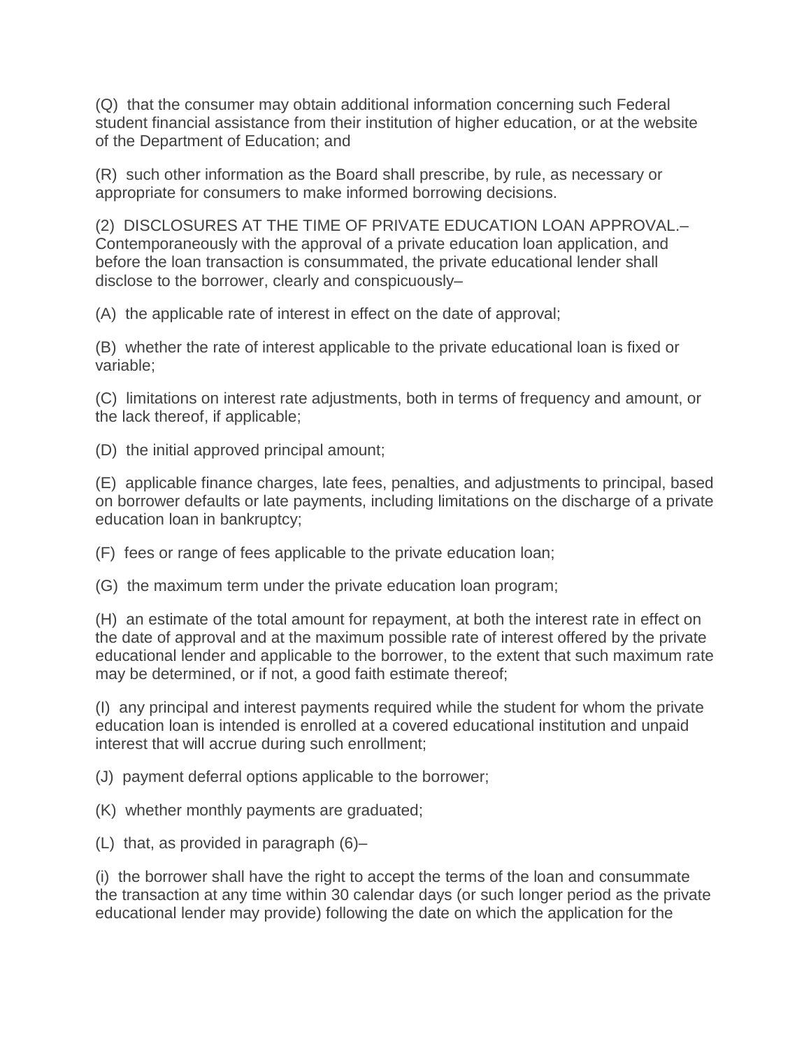(Q) that the consumer may obtain additional information concerning such Federal student financial assistance from their institution of higher education, or at the website of the Department of Education; and

(R) such other information as the Board shall prescribe, by rule, as necessary or appropriate for consumers to make informed borrowing decisions.

(2) DISCLOSURES AT THE TIME OF PRIVATE EDUCATION LOAN APPROVAL.– Contemporaneously with the approval of a private education loan application, and before the loan transaction is consummated, the private educational lender shall disclose to the borrower, clearly and conspicuously–

(A) the applicable rate of interest in effect on the date of approval;

(B) whether the rate of interest applicable to the private educational loan is fixed or variable;

(C) limitations on interest rate adjustments, both in terms of frequency and amount, or the lack thereof, if applicable;

(D) the initial approved principal amount;

(E) applicable finance charges, late fees, penalties, and adjustments to principal, based on borrower defaults or late payments, including limitations on the discharge of a private education loan in bankruptcy;

(F) fees or range of fees applicable to the private education loan;

(G) the maximum term under the private education loan program;

(H) an estimate of the total amount for repayment, at both the interest rate in effect on the date of approval and at the maximum possible rate of interest offered by the private educational lender and applicable to the borrower, to the extent that such maximum rate may be determined, or if not, a good faith estimate thereof;

(I) any principal and interest payments required while the student for whom the private education loan is intended is enrolled at a covered educational institution and unpaid interest that will accrue during such enrollment;

(J) payment deferral options applicable to the borrower;

(K) whether monthly payments are graduated;

(L) that, as provided in paragraph (6)–

(i) the borrower shall have the right to accept the terms of the loan and consummate the transaction at any time within 30 calendar days (or such longer period as the private educational lender may provide) following the date on which the application for the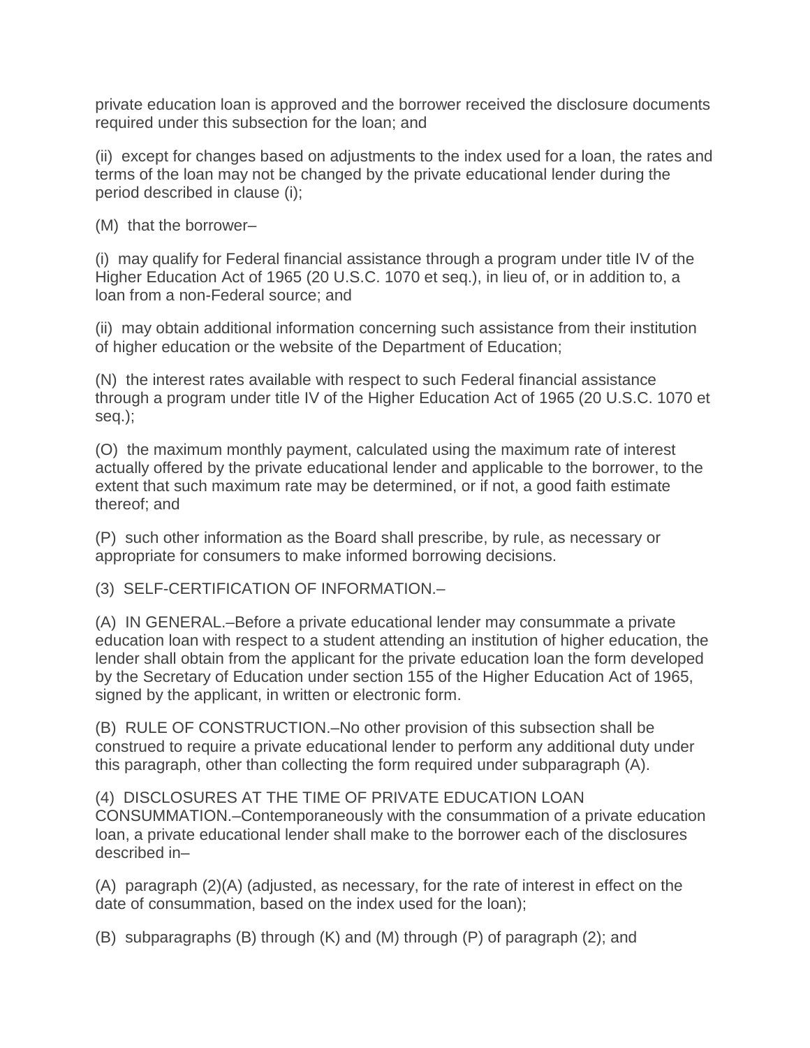private education loan is approved and the borrower received the disclosure documents required under this subsection for the loan; and

(ii) except for changes based on adjustments to the index used for a loan, the rates and terms of the loan may not be changed by the private educational lender during the period described in clause (i);

(M) that the borrower–

(i) may qualify for Federal financial assistance through a program under title IV of the Higher Education Act of 1965 (20 U.S.C. 1070 et seq.), in lieu of, or in addition to, a loan from a non-Federal source; and

(ii) may obtain additional information concerning such assistance from their institution of higher education or the website of the Department of Education;

(N) the interest rates available with respect to such Federal financial assistance through a program under title IV of the Higher Education Act of 1965 (20 U.S.C. 1070 et seq.);

(O) the maximum monthly payment, calculated using the maximum rate of interest actually offered by the private educational lender and applicable to the borrower, to the extent that such maximum rate may be determined, or if not, a good faith estimate thereof; and

(P) such other information as the Board shall prescribe, by rule, as necessary or appropriate for consumers to make informed borrowing decisions.

(3) SELF-CERTIFICATION OF INFORMATION.–

(A) IN GENERAL.–Before a private educational lender may consummate a private education loan with respect to a student attending an institution of higher education, the lender shall obtain from the applicant for the private education loan the form developed by the Secretary of Education under section 155 of the Higher Education Act of 1965, signed by the applicant, in written or electronic form.

(B) RULE OF CONSTRUCTION.–No other provision of this subsection shall be construed to require a private educational lender to perform any additional duty under this paragraph, other than collecting the form required under subparagraph (A).

(4) DISCLOSURES AT THE TIME OF PRIVATE EDUCATION LOAN CONSUMMATION.–Contemporaneously with the consummation of a private education loan, a private educational lender shall make to the borrower each of the disclosures described in–

(A) paragraph (2)(A) (adjusted, as necessary, for the rate of interest in effect on the date of consummation, based on the index used for the loan);

(B) subparagraphs (B) through (K) and (M) through (P) of paragraph (2); and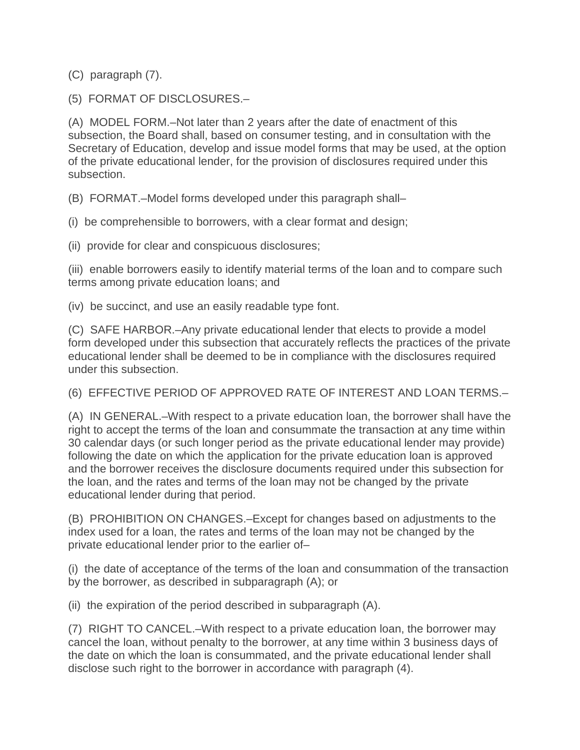(C) paragraph (7).

(5) FORMAT OF DISCLOSURES.–

(A) MODEL FORM.–Not later than 2 years after the date of enactment of this subsection, the Board shall, based on consumer testing, and in consultation with the Secretary of Education, develop and issue model forms that may be used, at the option of the private educational lender, for the provision of disclosures required under this subsection.

(B) FORMAT.–Model forms developed under this paragraph shall–

(i) be comprehensible to borrowers, with a clear format and design;

(ii) provide for clear and conspicuous disclosures;

(iii) enable borrowers easily to identify material terms of the loan and to compare such terms among private education loans; and

(iv) be succinct, and use an easily readable type font.

(C) SAFE HARBOR.–Any private educational lender that elects to provide a model form developed under this subsection that accurately reflects the practices of the private educational lender shall be deemed to be in compliance with the disclosures required under this subsection.

(6) EFFECTIVE PERIOD OF APPROVED RATE OF INTEREST AND LOAN TERMS.–

(A) IN GENERAL.–With respect to a private education loan, the borrower shall have the right to accept the terms of the loan and consummate the transaction at any time within 30 calendar days (or such longer period as the private educational lender may provide) following the date on which the application for the private education loan is approved and the borrower receives the disclosure documents required under this subsection for the loan, and the rates and terms of the loan may not be changed by the private educational lender during that period.

(B) PROHIBITION ON CHANGES.–Except for changes based on adjustments to the index used for a loan, the rates and terms of the loan may not be changed by the private educational lender prior to the earlier of–

(i) the date of acceptance of the terms of the loan and consummation of the transaction by the borrower, as described in subparagraph (A); or

(ii) the expiration of the period described in subparagraph (A).

(7) RIGHT TO CANCEL.–With respect to a private education loan, the borrower may cancel the loan, without penalty to the borrower, at any time within 3 business days of the date on which the loan is consummated, and the private educational lender shall disclose such right to the borrower in accordance with paragraph (4).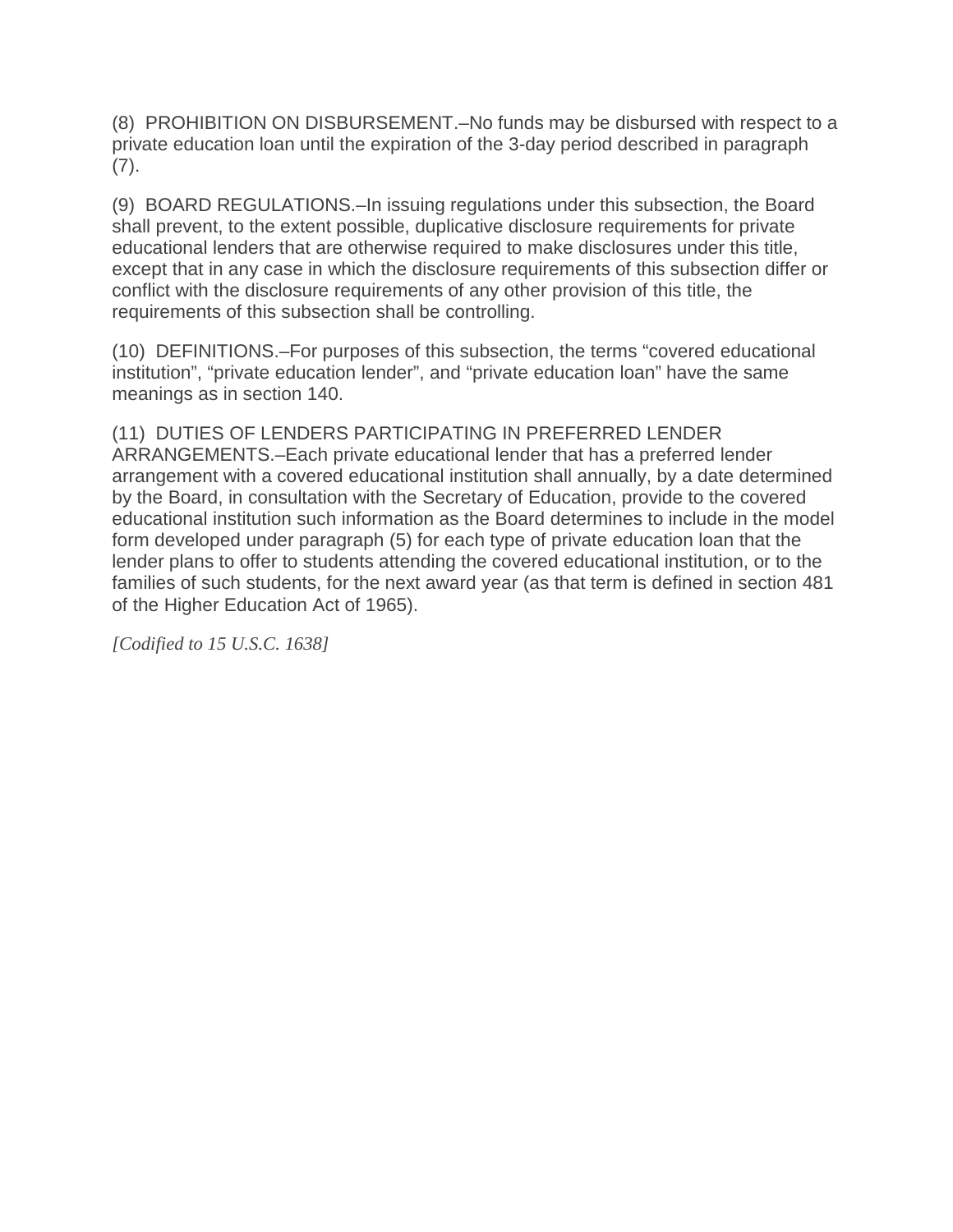(8) PROHIBITION ON DISBURSEMENT.–No funds may be disbursed with respect to a private education loan until the expiration of the 3-day period described in paragraph (7).

(9) BOARD REGULATIONS.–In issuing regulations under this subsection, the Board shall prevent, to the extent possible, duplicative disclosure requirements for private educational lenders that are otherwise required to make disclosures under this title, except that in any case in which the disclosure requirements of this subsection differ or conflict with the disclosure requirements of any other provision of this title, the requirements of this subsection shall be controlling.

(10) DEFINITIONS.–For purposes of this subsection, the terms “covered educational institution”, “private education lender”, and “private education loan” have the same meanings as in section 140.

(11) DUTIES OF LENDERS PARTICIPATING IN PREFERRED LENDER ARRANGEMENTS.–Each private educational lender that has a preferred lender arrangement with a covered educational institution shall annually, by a date determined by the Board, in consultation with the Secretary of Education, provide to the covered educational institution such information as the Board determines to include in the model form developed under paragraph (5) for each type of private education loan that the lender plans to offer to students attending the covered educational institution, or to the families of such students, for the next award year (as that term is defined in section 481 of the Higher Education Act of 1965).

*[Codified to 15 U.S.C. 1638]*